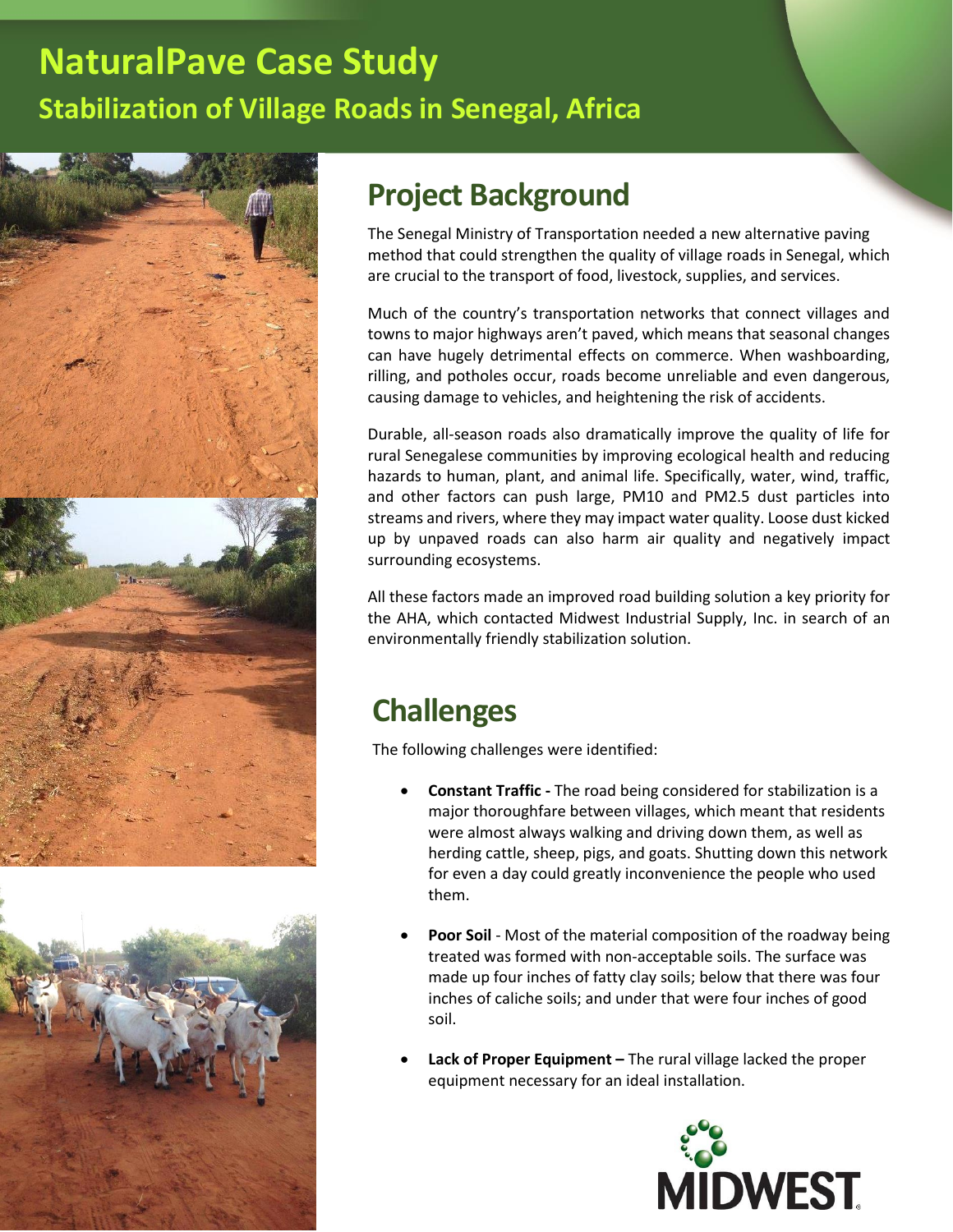# NaturalPave Case Study

## Stabilization of Village Roads in Senegal, Africa

## Project Background

The Senegal Ministry of Transportation needed a new alternative paving method that could strengthen the quality of village roads in Senegal, which are crucial to the transport of food, livestock, supplies, and services.

Much of the country's transportation networks that connect villages and towns to major highways aren't paved, which means that seasonal changes can have hugely detrimental effects on commerce. When washboarding, rilling, and potholes occur, roads become unreliable and even dangerous, causing damage to vehicles, and heightening the risk of accidents.

Durable, all-season roads also dramatically improve the quality of life for rural Senegalese communities by improving ecological health and reducing hazards to human, plant, and animal life. Specifically, water, wind, traffic, and other factors can push large, PM10 and PM2.5 dust particles into streams and rivers, where they may impact water quality. Loose dust kicked up by unpaved roads can also harm air quality and negatively impact surrounding ecosystems.

All these factors made an improved road building solution a key priority for the AHA, which contacted Midwest Industrial Supply, Inc. in search of an environmentally friendly stabilization solution.

## Challenges

The following challenges were identified:

- **Constant Traffic -** The road being considered for stabilization is a major thoroughfare between villages, which meant that residents were almost always walking and driving down them, as well as herding cattle, sheep, pigs, and goats. Shutting down this network for even a day could greatly inconvenience the people who used them.
- **Poor Soil** - Most of the material composition of the roadway being treated was formed with non-acceptable soils. The surface was made up four inches of fatty clay soils; below that there was four inches of caliche soils; and under that were four inches of good soil.
- **Lack of Proper Equipment –** The rural village lacked the proper equipment necessary for an ideal installation.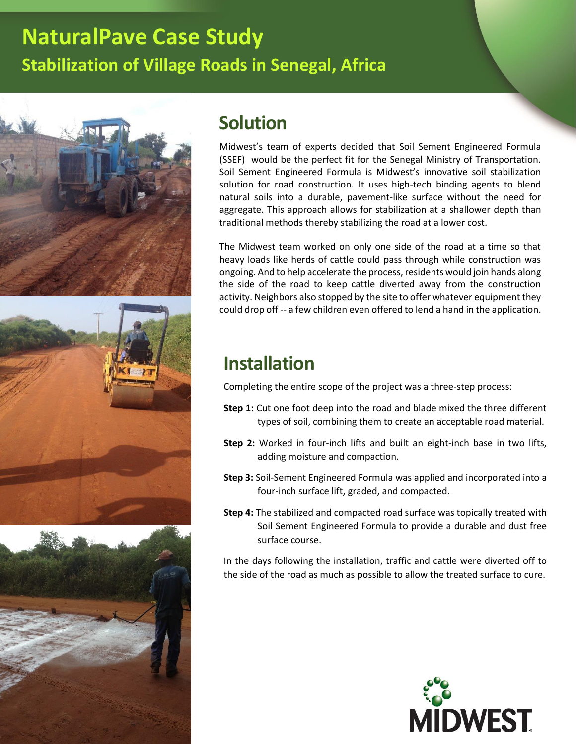# NaturalPave Case Study

## Stabilization of Village Roads in Senegal, Africa

## Solution

Midwest's team of experts decided that Soil Sement Engineered Formula (SSEF) would be the perfect fit for the Senegal Ministry of Transportation. Soil Sement Engineered Formula is Midwest's innovative soil stabilization solution for road construction. It uses high-tech binding agents to blend natural soils into a durable, pavement-like surface without the need for aggregate. This approach allows for stabilization at a shallower depth than traditional methods thereby stabilizing the road at a lower cost.

The Midwest team worked on only one side of the road at a time so that heavy loads like herds of cattle could pass through while construction was ongoing. And to help accelerate the process, residents would join hands along the side of the road to keep cattle diverted away from the construction activity. Neighbors also stopped by the site to offer whatever equipment they could drop off -- a few children even offered to lend a hand in the application.

## Installation

Completing the entire scope of the project was a three-step process:

**Step 1:** Cut one foot deep into the road and blade mixed the three different types of soil, combining them to create an acceptable road material.

**Step 2:** Worked in four-inch lifts and built an eight-inch base in two lifts, adding moisture and compaction.

**Step 3:** Soil-Sement Engineered Formula was applied and incorporated into a four-inch surface lift, graded, and compacted.

**Step 4:** The stabilized and compacted road surface was topically treated with Soil Sement Engineered Formula to provide a durable and dust free surface course.

In the days following the installation, traffic and cattle were diverted off to the side of the road as much as possible to allow the treated surface to cure.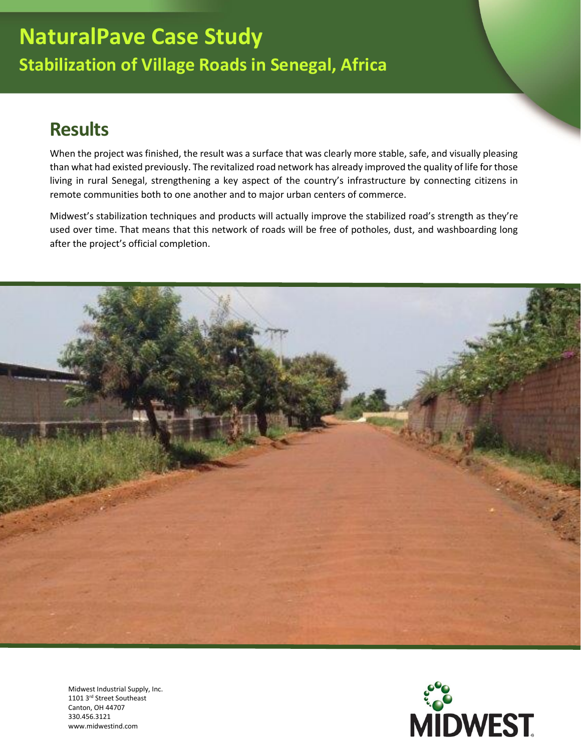# NaturalPave Case Study

## Stabilization of Village Roads in Senegal, Africa

## Results

When the project was finished, the result was a surface that was clearly more stable, safe, and visually pleasing than what had existed previously. The revitalized road network has already improved the quality of life for those living in rural Senegal, strengthening a key aspect of the country's infrastructure by connecting citizens in remote communities both to one another and to major urban centers of commerce.

Midwest's stabilization techniques and products will actually improve the stabilized road's strength as they're used over time. That means that this network of roads will be free of potholes, dust, and washboarding long after the project's official completion.

Midwest Industrial Supply, Inc.
1101 3rd Street Southeast
Canton, OH 44707
330.456.3121
www.midwestind.com